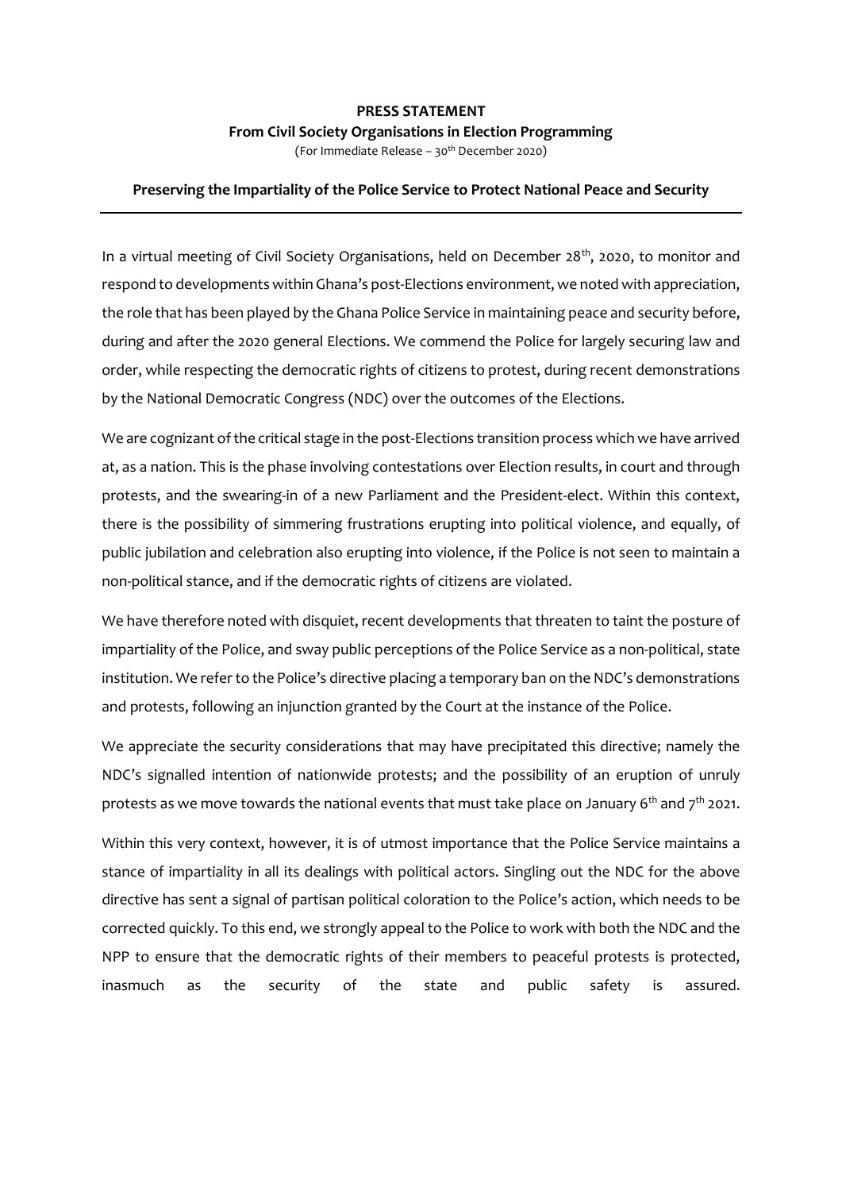**PRESS STATEMENT**

**From Civil Society Organisations in Election Programming**

(For Immediate Release – 30th December 2020)

**Preserving the Impartiality of the Police Service to Protect National Peace and Security**

---

In a virtual meeting of Civil Society Organisations, held on December 28th, 2020, to monitor and respond to developments within Ghana's post-Elections environment, we noted with appreciation, the role that has been played by the Ghana Police Service in maintaining peace and security before, during and after the 2020 general Elections. We commend the Police for largely securing law and order, while respecting the democratic rights of citizens to protest, during recent demonstrations by the National Democratic Congress (NDC) over the outcomes of the Elections.

We are cognizant of the critical stage in the post-Elections transition process which we have arrived at, as a nation. This is the phase involving contestations over Election results, in court and through protests, and the swearing-in of a new Parliament and the President-elect. Within this context, there is the possibility of simmering frustrations erupting into political violence, and equally, of public jubilation and celebration also erupting into violence, if the Police is not seen to maintain a non-political stance, and if the democratic rights of citizens are violated.

We have therefore noted with disquiet, recent developments that threaten to taint the posture of impartiality of the Police, and sway public perceptions of the Police Service as a non-political, state institution. We refer to the Police's directive placing a temporary ban on the NDC's demonstrations and protests, following an injunction granted by the Court at the instance of the Police.

We appreciate the security considerations that may have precipitated this directive; namely the NDC's signalled intention of nationwide protests; and the possibility of an eruption of unruly protests as we move towards the national events that must take place on January 6th and 7th 2021.

Within this very context, however, it is of utmost importance that the Police Service maintains a stance of impartiality in all its dealings with political actors. Singling out the NDC for the above directive has sent a signal of partisan political coloration to the Police's action, which needs to be corrected quickly. To this end, we strongly appeal to the Police to work with both the NDC and the NPP to ensure that the democratic rights of their members to peaceful protests is protected, inasmuch as the security of the state and public safety is assured.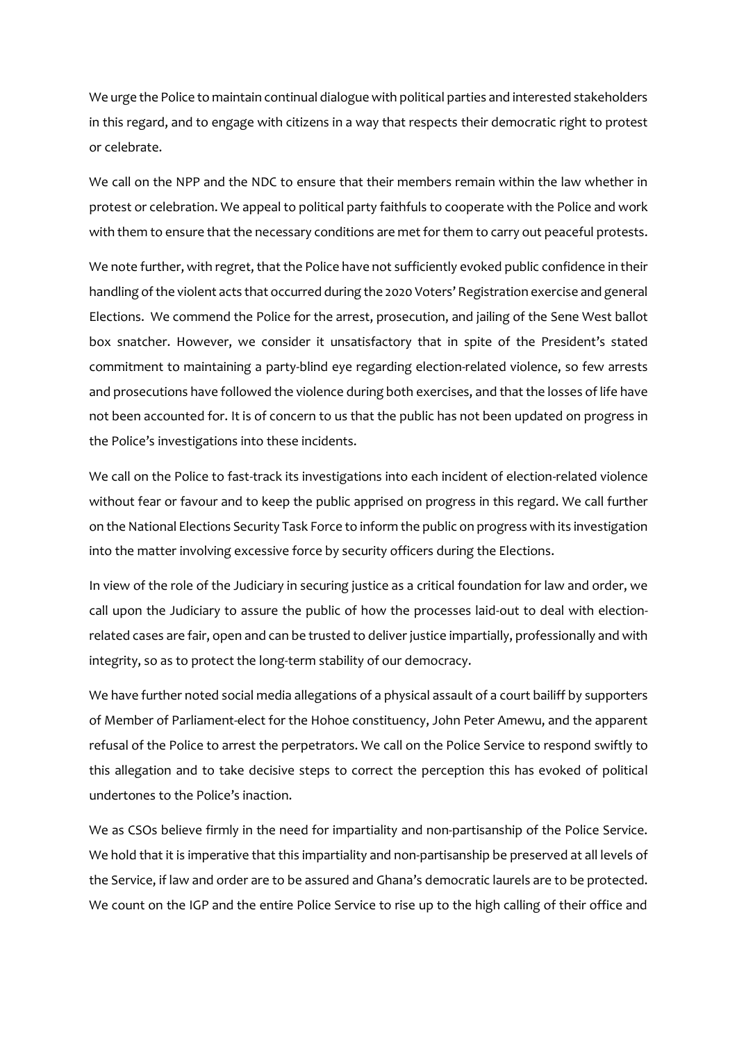We urge the Police to maintain continual dialogue with political parties and interested stakeholders in this regard, and to engage with citizens in a way that respects their democratic right to protest or celebrate.

We call on the NPP and the NDC to ensure that their members remain within the law whether in protest or celebration. We appeal to political party faithfuls to cooperate with the Police and work with them to ensure that the necessary conditions are met for them to carry out peaceful protests.

We note further, with regret, that the Police have not sufficiently evoked public confidence in their handling of the violent acts that occurred during the 2020 Voters' Registration exercise and general Elections. We commend the Police for the arrest, prosecution, and jailing of the Sene West ballot box snatcher. However, we consider it unsatisfactory that in spite of the President's stated commitment to maintaining a party-blind eye regarding election-related violence, so few arrests and prosecutions have followed the violence during both exercises, and that the losses of life have not been accounted for. It is of concern to us that the public has not been updated on progress in the Police's investigations into these incidents.

We call on the Police to fast-track its investigations into each incident of election-related violence without fear or favour and to keep the public apprised on progress in this regard. We call further on the National Elections Security Task Force to inform the public on progress with its investigation into the matter involving excessive force by security officers during the Elections.

In view of the role of the Judiciary in securing justice as a critical foundation for law and order, we call upon the Judiciary to assure the public of how the processes laid-out to deal with election-related cases are fair, open and can be trusted to deliver justice impartially, professionally and with integrity, so as to protect the long-term stability of our democracy.

We have further noted social media allegations of a physical assault of a court bailiff by supporters of Member of Parliament-elect for the Hohoe constituency, John Peter Amewu, and the apparent refusal of the Police to arrest the perpetrators. We call on the Police Service to respond swiftly to this allegation and to take decisive steps to correct the perception this has evoked of political undertones to the Police's inaction.

We as CSOs believe firmly in the need for impartiality and non-partisanship of the Police Service. We hold that it is imperative that this impartiality and non-partisanship be preserved at all levels of the Service, if law and order are to be assured and Ghana's democratic laurels are to be protected. We count on the IGP and the entire Police Service to rise up to the high calling of their office and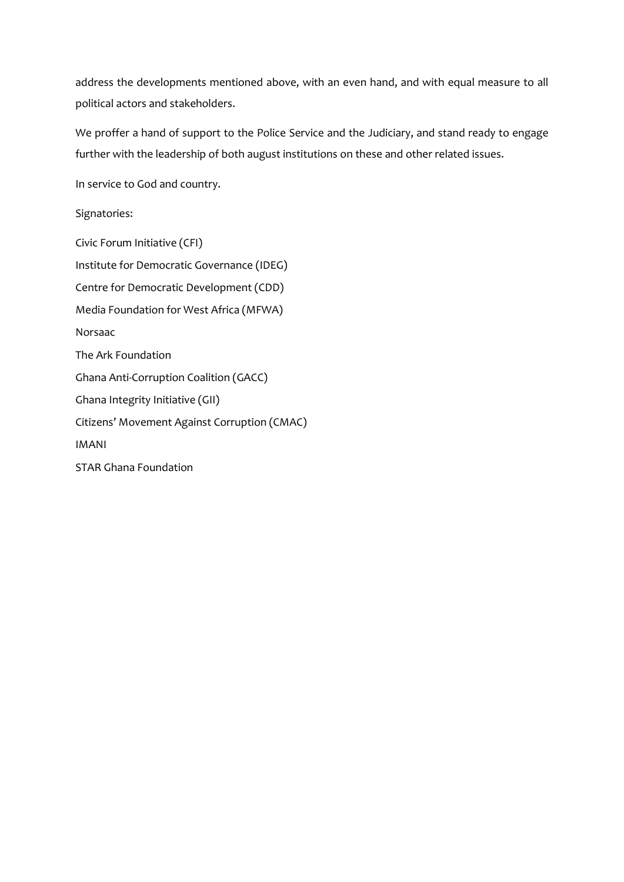address the developments mentioned above, with an even hand, and with equal measure to all political actors and stakeholders.

We proffer a hand of support to the Police Service and the Judiciary, and stand ready to engage further with the leadership of both august institutions on these and other related issues.

In service to God and country.

Signatories:

Civic Forum Initiative (CFI)

Institute for Democratic Governance (IDEG)

Centre for Democratic Development (CDD)

Media Foundation for West Africa (MFWA)

Norsaac

The Ark Foundation

Ghana Anti-Corruption Coalition (GACC)

Ghana Integrity Initiative (GII)

Citizens' Movement Against Corruption (CMAC)

IMANI

STAR Ghana Foundation